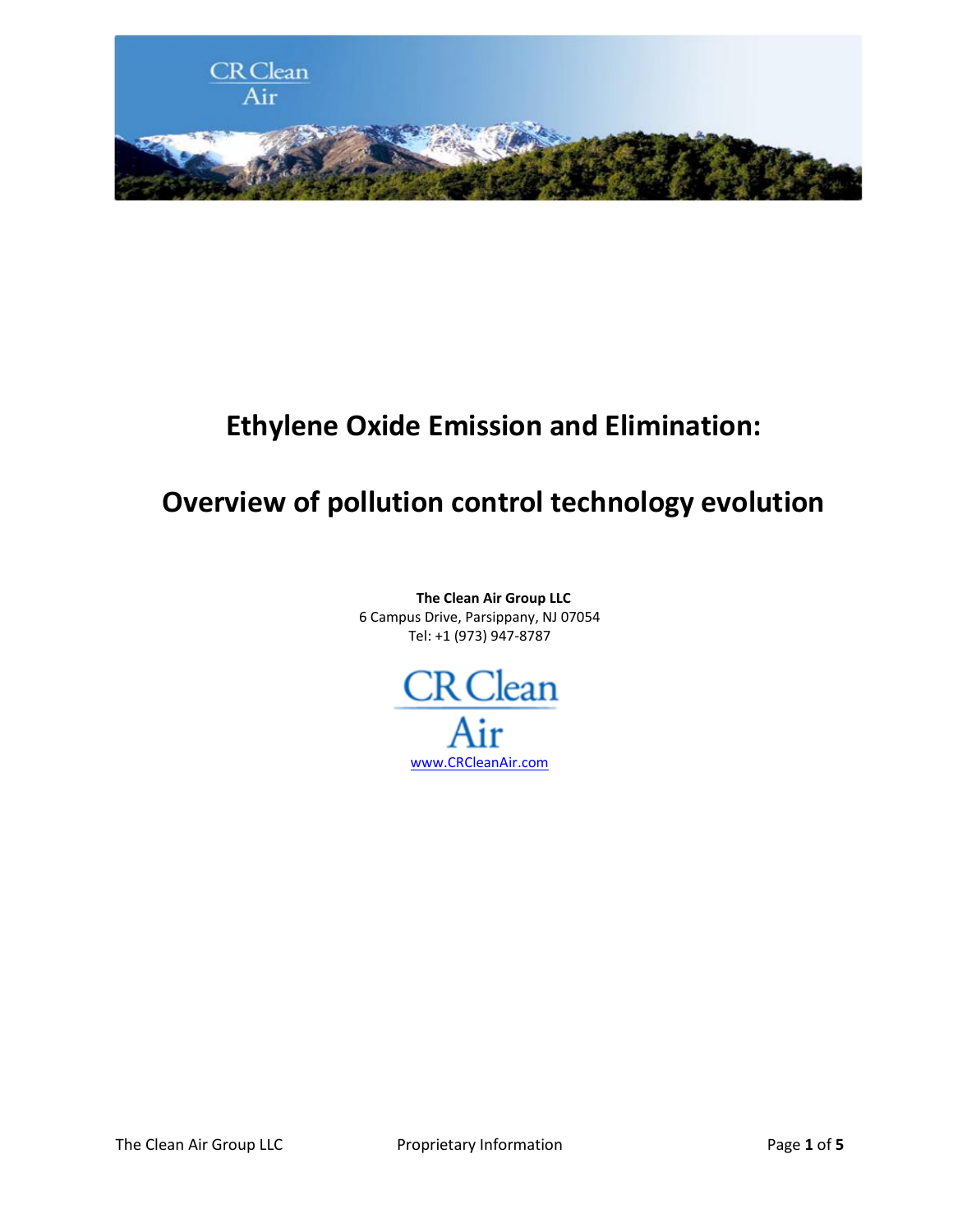# Ethylene Oxide Emission and Elimination:

# Overview of pollution control technology evolution

**The Clean Air Group LLC**
6 Campus Drive, Parsippany, NJ 07054
Tel: +1 (973) 947-8787

CR Clean Air

www.CRCleanAir.com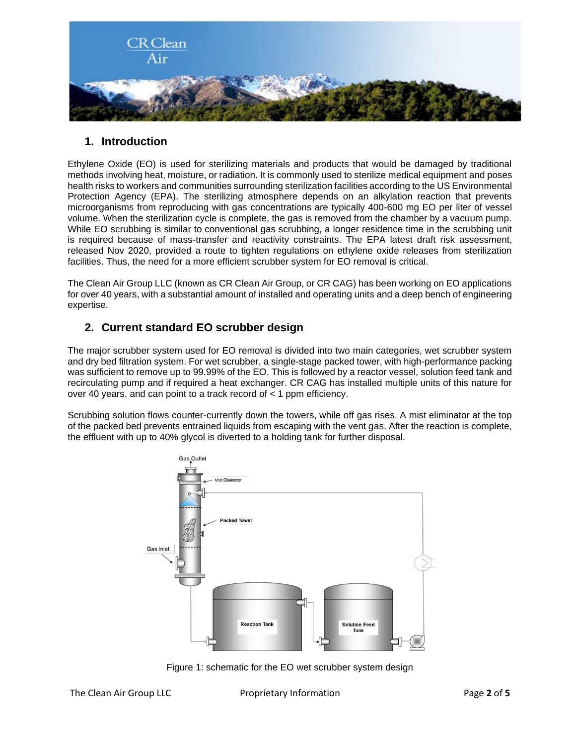## 1. Introduction

Ethylene Oxide (EO) is used for sterilizing materials and products that would be damaged by traditional methods involving heat, moisture, or radiation. It is commonly used to sterilize medical equipment and poses health risks to workers and communities surrounding sterilization facilities according to the US Environmental Protection Agency (EPA). The sterilizing atmosphere depends on an alkylation reaction that prevents microorganisms from reproducing with gas concentrations are typically 400-600 mg EO per liter of vessel volume. When the sterilization cycle is complete, the gas is removed from the chamber by a vacuum pump. While EO scrubbing is similar to conventional gas scrubbing, a longer residence time in the scrubbing unit is required because of mass-transfer and reactivity constraints. The EPA latest draft risk assessment, released Nov 2020, provided a route to tighten regulations on ethylene oxide releases from sterilization facilities. Thus, the need for a more efficient scrubber system for EO removal is critical.

The Clean Air Group LLC (known as CR Clean Air Group, or CR CAG) has been working on EO applications for over 40 years, with a substantial amount of installed and operating units and a deep bench of engineering expertise.

## 2. Current standard EO scrubber design

The major scrubber system used for EO removal is divided into two main categories, wet scrubber system and dry bed filtration system. For wet scrubber, a single-stage packed tower, with high-performance packing was sufficient to remove up to 99.99% of the EO. This is followed by a reactor vessel, solution feed tank and recirculating pump and if required a heat exchanger. CR CAG has installed multiple units of this nature for over 40 years, and can point to a track record of < 1 ppm efficiency.

Scrubbing solution flows counter-currently down the towers, while off gas rises. A mist eliminator at the top of the packed bed prevents entrained liquids from escaping with the vent gas. After the reaction is complete, the effluent with up to 40% glycol is diverted to a holding tank for further disposal.

Figure 1: schematic for the EO wet scrubber system design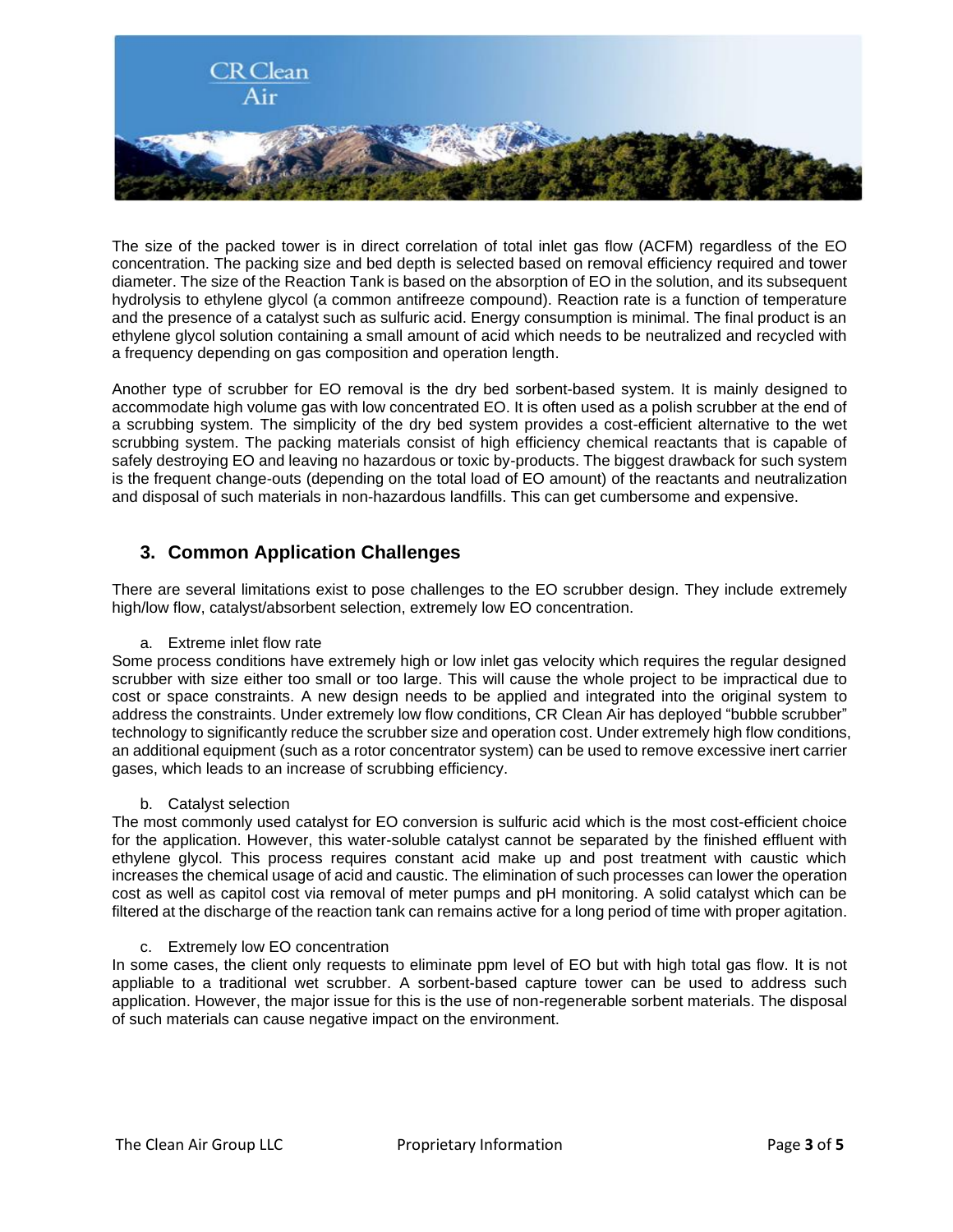The size of the packed tower is in direct correlation of total inlet gas flow (ACFM) regardless of the EO concentration. The packing size and bed depth is selected based on removal efficiency required and tower diameter. The size of the Reaction Tank is based on the absorption of EO in the solution, and its subsequent hydrolysis to ethylene glycol (a common antifreeze compound). Reaction rate is a function of temperature and the presence of a catalyst such as sulfuric acid. Energy consumption is minimal. The final product is an ethylene glycol solution containing a small amount of acid which needs to be neutralized and recycled with a frequency depending on gas composition and operation length.

Another type of scrubber for EO removal is the dry bed sorbent-based system. It is mainly designed to accommodate high volume gas with low concentrated EO. It is often used as a polish scrubber at the end of a scrubbing system. The simplicity of the dry bed system provides a cost-efficient alternative to the wet scrubbing system. The packing materials consist of high efficiency chemical reactants that is capable of safely destroying EO and leaving no hazardous or toxic by-products. The biggest drawback for such system is the frequent change-outs (depending on the total load of EO amount) of the reactants and neutralization and disposal of such materials in non-hazardous landfills. This can get cumbersome and expensive.

## 3. Common Application Challenges

There are several limitations exist to pose challenges to the EO scrubber design. They include extremely high/low flow, catalyst/absorbent selection, extremely low EO concentration.

a. Extreme inlet flow rate

Some process conditions have extremely high or low inlet gas velocity which requires the regular designed scrubber with size either too small or too large. This will cause the whole project to be impractical due to cost or space constraints. A new design needs to be applied and integrated into the original system to address the constraints. Under extremely low flow conditions, CR Clean Air has deployed "bubble scrubber" technology to significantly reduce the scrubber size and operation cost. Under extremely high flow conditions, an additional equipment (such as a rotor concentrator system) can be used to remove excessive inert carrier gases, which leads to an increase of scrubbing efficiency.

b. Catalyst selection

The most commonly used catalyst for EO conversion is sulfuric acid which is the most cost-efficient choice for the application. However, this water-soluble catalyst cannot be separated by the finished effluent with ethylene glycol. This process requires constant acid make up and post treatment with caustic which increases the chemical usage of acid and caustic. The elimination of such processes can lower the operation cost as well as capitol cost via removal of meter pumps and pH monitoring. A solid catalyst which can be filtered at the discharge of the reaction tank can remains active for a long period of time with proper agitation.

c. Extremely low EO concentration

In some cases, the client only requests to eliminate ppm level of EO but with high total gas flow. It is not appliable to a traditional wet scrubber. A sorbent-based capture tower can be used to address such application. However, the major issue for this is the use of non-regenerable sorbent materials. The disposal of such materials can cause negative impact on the environment.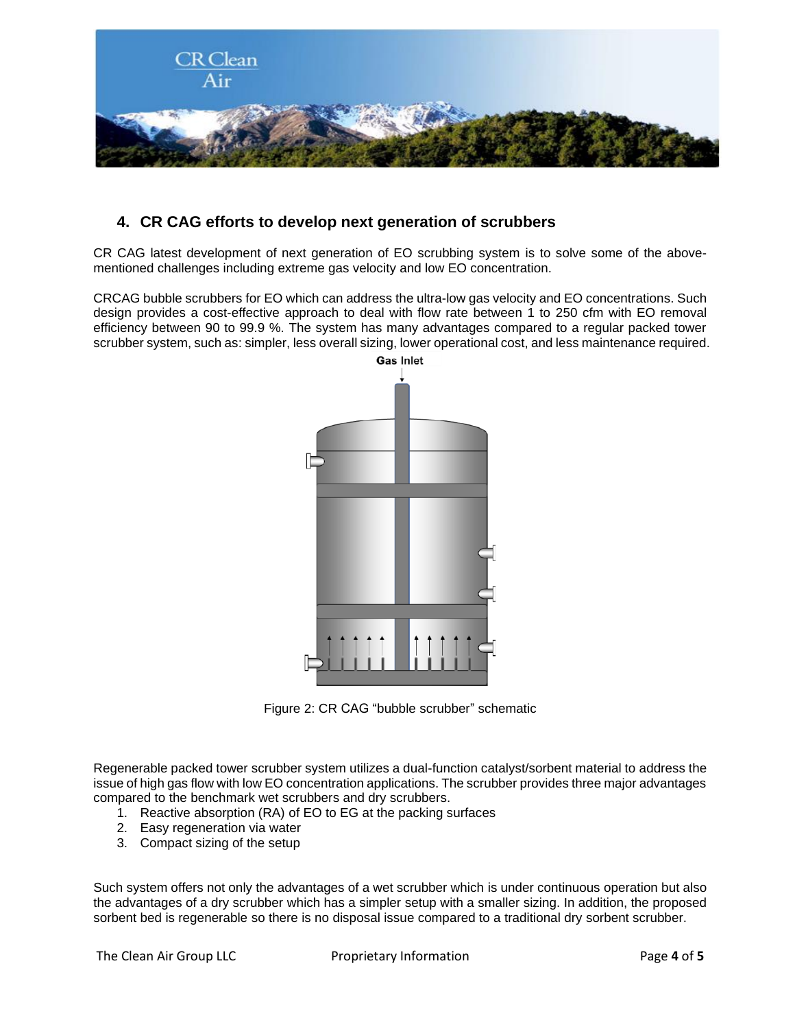## 4. CR CAG efforts to develop next generation of scrubbers

CR CAG latest development of next generation of EO scrubbing system is to solve some of the above-mentioned challenges including extreme gas velocity and low EO concentration.

CRCAG bubble scrubbers for EO which can address the ultra-low gas velocity and EO concentrations. Such design provides a cost-effective approach to deal with flow rate between 1 to 250 cfm with EO removal efficiency between 90 to 99.9 %. The system has many advantages compared to a regular packed tower scrubber system, such as: simpler, less overall sizing, lower operational cost, and less maintenance required.

Gas Inlet

Figure 2: CR CAG "bubble scrubber" schematic

Regenerable packed tower scrubber system utilizes a dual-function catalyst/sorbent material to address the issue of high gas flow with low EO concentration applications. The scrubber provides three major advantages compared to the benchmark wet scrubbers and dry scrubbers.

1. Reactive absorption (RA) of EO to EG at the packing surfaces
2. Easy regeneration via water
3. Compact sizing of the setup

Such system offers not only the advantages of a wet scrubber which is under continuous operation but also the advantages of a dry scrubber which has a simpler setup with a smaller sizing. In addition, the proposed sorbent bed is regenerable so there is no disposal issue compared to a traditional dry sorbent scrubber.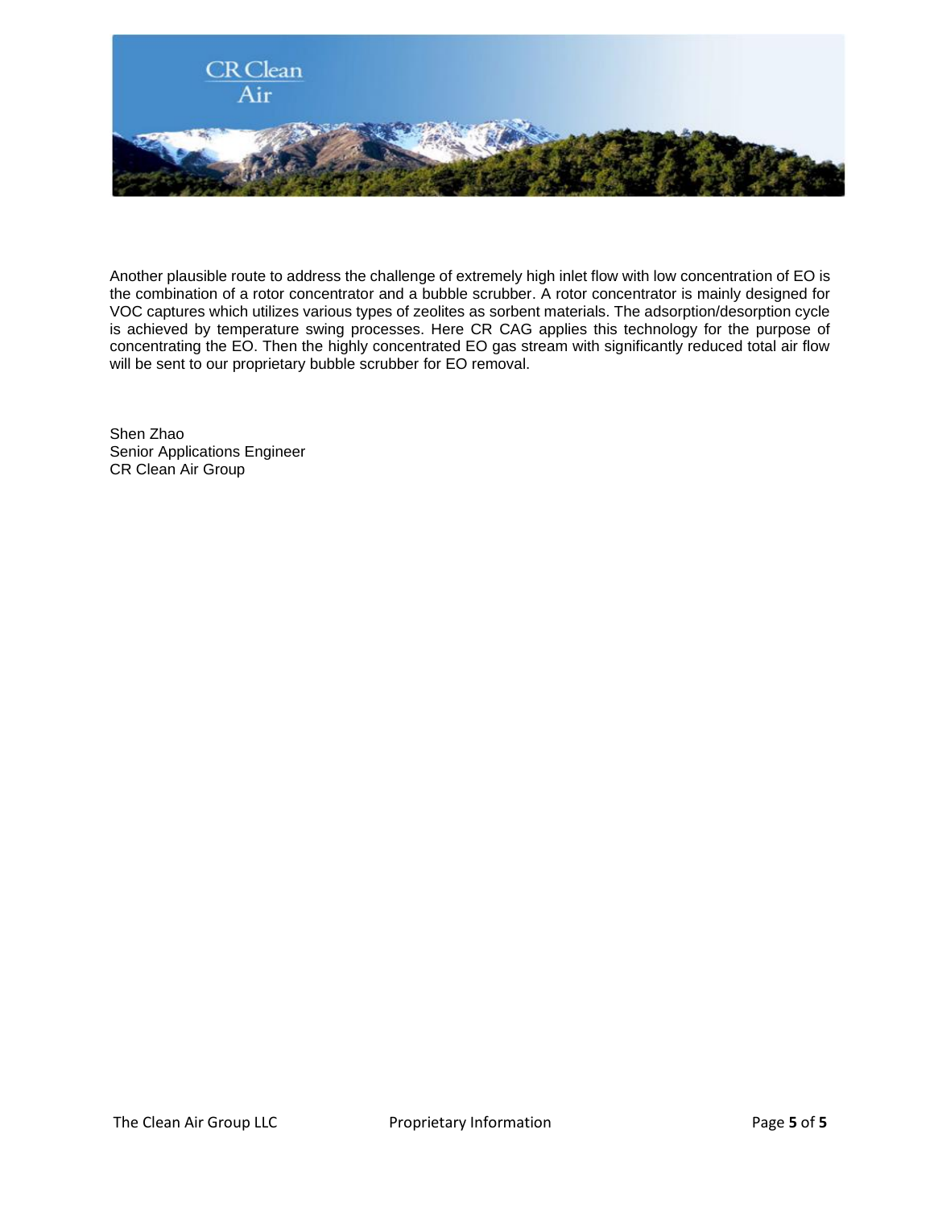Another plausible route to address the challenge of extremely high inlet flow with low concentration of EO is the combination of a rotor concentrator and a bubble scrubber. A rotor concentrator is mainly designed for VOC captures which utilizes various types of zeolites as sorbent materials. The adsorption/desorption cycle is achieved by temperature swing processes. Here CR CAG applies this technology for the purpose of concentrating the EO. Then the highly concentrated EO gas stream with significantly reduced total air flow will be sent to our proprietary bubble scrubber for EO removal.

Shen Zhao
Senior Applications Engineer
CR Clean Air Group